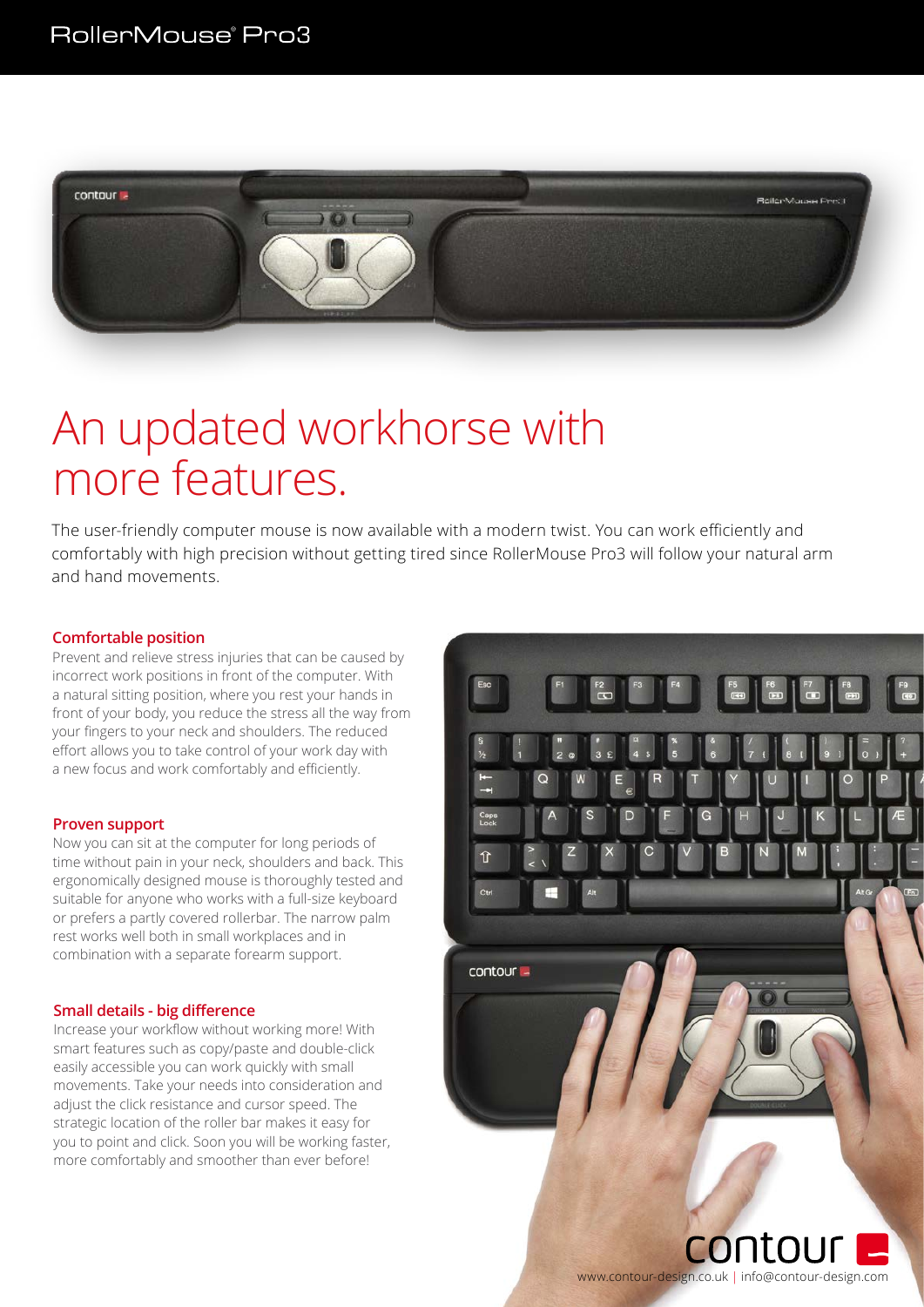RollerMouse® Pro3

# An updated workhorse with more features.

The user-friendly computer mouse is now available with a modern twist. You can work efficiently and comfortably with high precision without getting tired since RollerMouse Pro3 will follow your natural arm and hand movements.

### Comfortable position

Prevent and relieve stress injuries that can be caused by incorrect work positions in front of the computer. With a natural sitting position, where you rest your hands in front of your body, you reduce the stress all the way from your fingers to your neck and shoulders. The reduced effort allows you to take control of your work day with a new focus and work comfortably and efficiently.

### Proven support

Now you can sit at the computer for long periods of time without pain in your neck, shoulders and back. This ergonomically designed mouse is thoroughly tested and suitable for anyone who works with a full-size keyboard or prefers a partly covered rollerbar. The narrow palm rest works well both in small workplaces and in combination with a separate forearm support.

### Small details - big difference

Increase your workflow without working more! With smart features such as copy/paste and double-click easily accessible you can work quickly with small movements. Take your needs into consideration and adjust the click resistance and cursor speed. The strategic location of the roller bar makes it easy for you to point and click. Soon you will be working faster, more comfortably and smoother than ever before!

contour

www.contour-design.co.uk | info@contour-design.com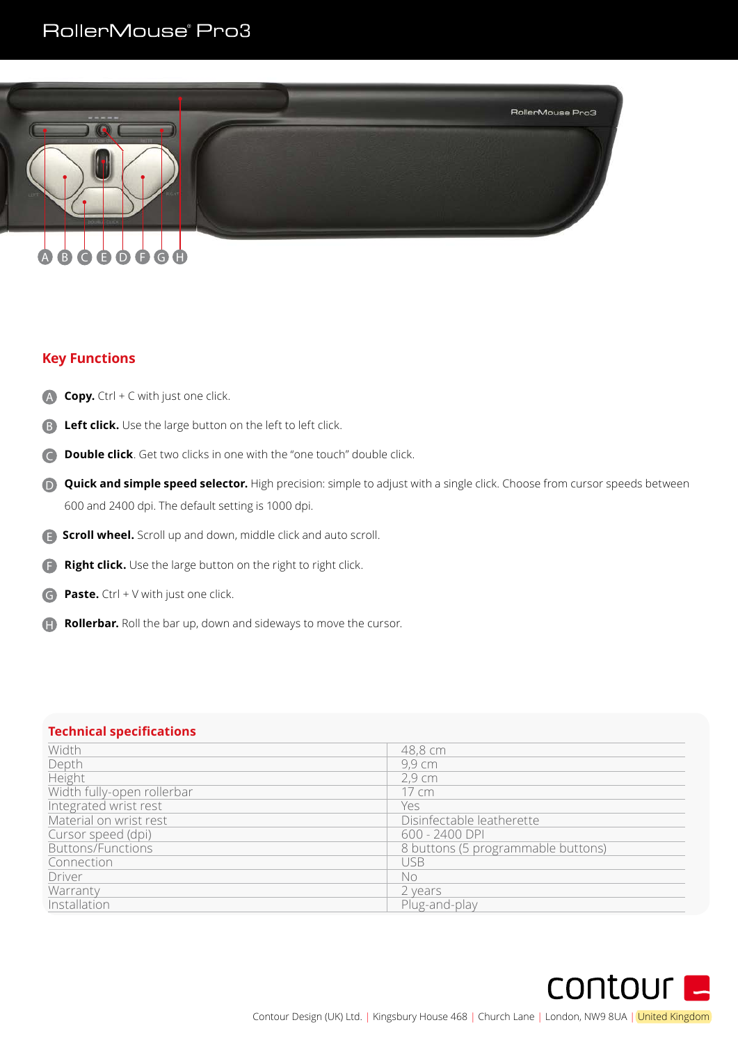## Key Functions

- **A** **Copy.** Ctrl + C with just one click.
- **B** **Left click.** Use the large button on the left to left click.
- **C** **Double click**. Get two clicks in one with the "one touch" double click.
- **D** **Quick and simple speed selector.** High precision: simple to adjust with a single click. Choose from cursor speeds between 600 and 2400 dpi. The default setting is 1000 dpi.
- **E** **Scroll wheel.** Scroll up and down, middle click and auto scroll.
- **F** **Right click.** Use the large button on the right to right click.
- **G** **Paste.** Ctrl + V with just one click.
- **H** **Rollerbar.** Roll the bar up, down and sideways to move the cursor.

## Technical specifications

| | |
|---|---|
| Width | 48,8 cm |
| Depth | 9,9 cm |
| Height | 2,9 cm |
| Width fully-open rollerbar | 17 cm |
| Integrated wrist rest | Yes |
| Material on wrist rest | Disinfectable leatherette |
| Cursor speed (dpi) | 600 - 2400 DPI |
| Buttons/Functions | 8 buttons (5 programmable buttons) |
| Connection | USB |
| Driver | No |
| Warranty | 2 years |
| Installation | Plug-and-play |

contour

Contour Design (UK) Ltd. | Kingsbury House 468 | Church Lane | London, NW9 8UA | United Kingdom